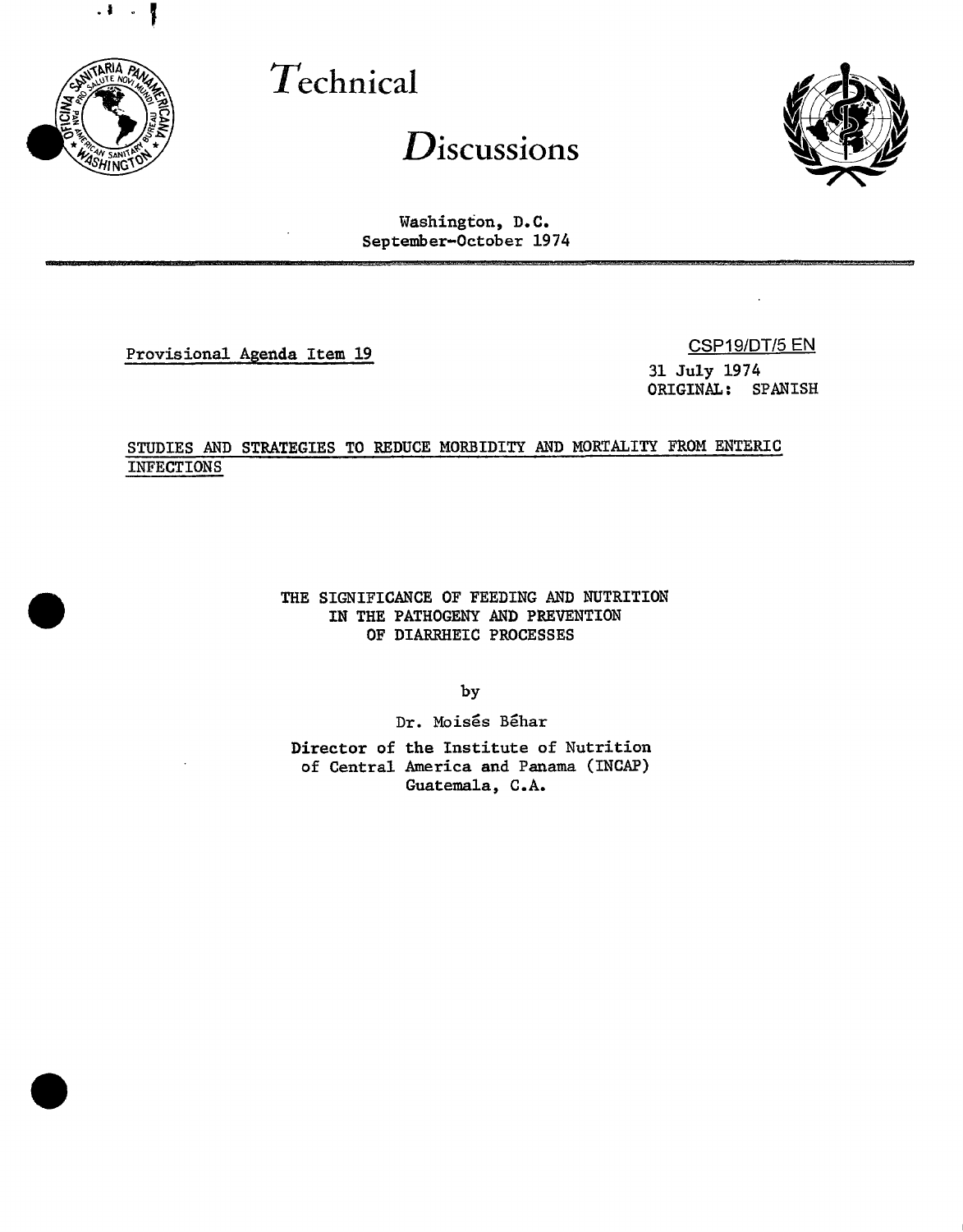# *T*echnical

# *D*iscussions

Washington, D.C.
September-October 1974

Provisional Agenda Item 19

CSP19/DT/5 EN
31 July 1974
ORIGINAL: SPANISH

STUDIES AND STRATEGIES TO REDUCE MORBIDITY AND MORTALITY FROM ENTERIC INFECTIONS

## THE SIGNIFICANCE OF FEEDING AND NUTRITION IN THE PATHOGENY AND PREVENTION OF DIARRHEIC PROCESSES

by

Dr. Moisés Béhar

Director of the Institute of Nutrition of Central America and Panama (INCAP)
Guatemala, C.A.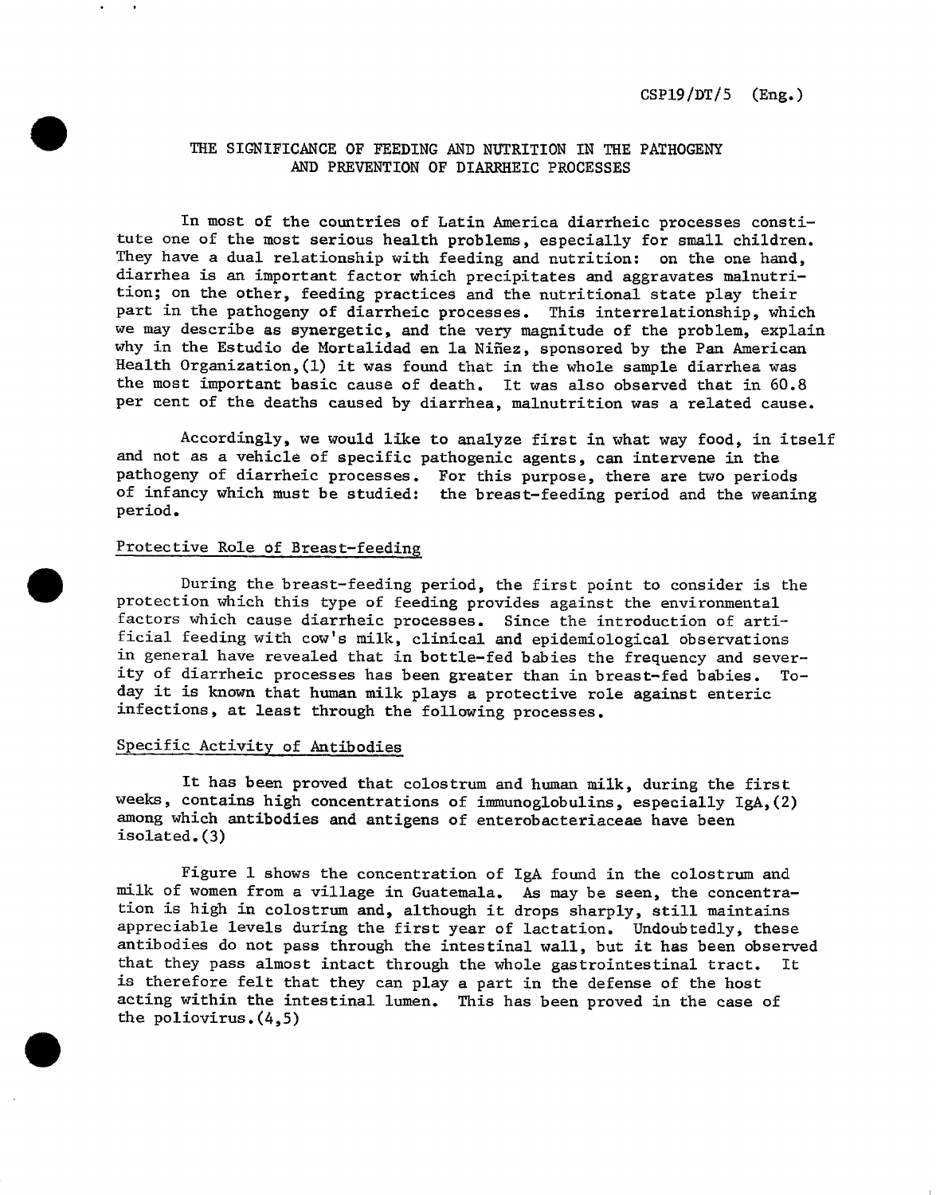# THE SIGNIFICANCE OF FEEDING AND NUTRITION IN THE PATHOGENY AND PREVENTION OF DIARRHEIC PROCESSES

In most of the countries of Latin America diarrheic processes constitute one of the most serious health problems, especially for small children. They have a dual relationship with feeding and nutrition: on the one hand, diarrhea is an important factor which precipitates and aggravates malnutrition; on the other, feeding practices and the nutritional state play their part in the pathogeny of diarrheic processes. This interrelationship, which we may describe as synergetic, and the very magnitude of the problem, explain why in the Estudio de Mortalidad en la Niñez, sponsored by the Pan American Health Organization,(1) it was found that in the whole sample diarrhea was the most important basic cause of death. It was also observed that in 60.8 per cent of the deaths caused by diarrhea, malnutrition was a related cause.

Accordingly, we would like to analyze first in what way food, in itself and not as a vehicle of specific pathogenic agents, can intervene in the pathogeny of diarrheic processes. For this purpose, there are two periods of infancy which must be studied: the breast-feeding period and the weaning period.

## Protective Role of Breast-feeding

During the breast-feeding period, the first point to consider is the protection which this type of feeding provides against the environmental factors which cause diarrheic processes. Since the introduction of artificial feeding with cow's milk, clinical and epidemiological observations in general have revealed that in bottle-fed babies the frequency and severity of diarrheic processes has been greater than in breast-fed babies. Today it is known that human milk plays a protective role against enteric infections, at least through the following processes.

## Specific Activity of Antibodies

It has been proved that colostrum and human milk, during the first weeks, contains high concentrations of immunoglobulins, especially IgA,(2) among which antibodies and antigens of enterobacteriaceae have been isolated.(3)

Figure 1 shows the concentration of IgA found in the colostrum and milk of women from a village in Guatemala. As may be seen, the concentration is high in colostrum and, although it drops sharply, still maintains appreciable levels during the first year of lactation. Undoubtedly, these antibodies do not pass through the intestinal wall, but it has been observed that they pass almost intact through the whole gastrointestinal tract. It is therefore felt that they can play a part in the defense of the host acting within the intestinal lumen. This has been proved in the case of the poliovirus.(4,5)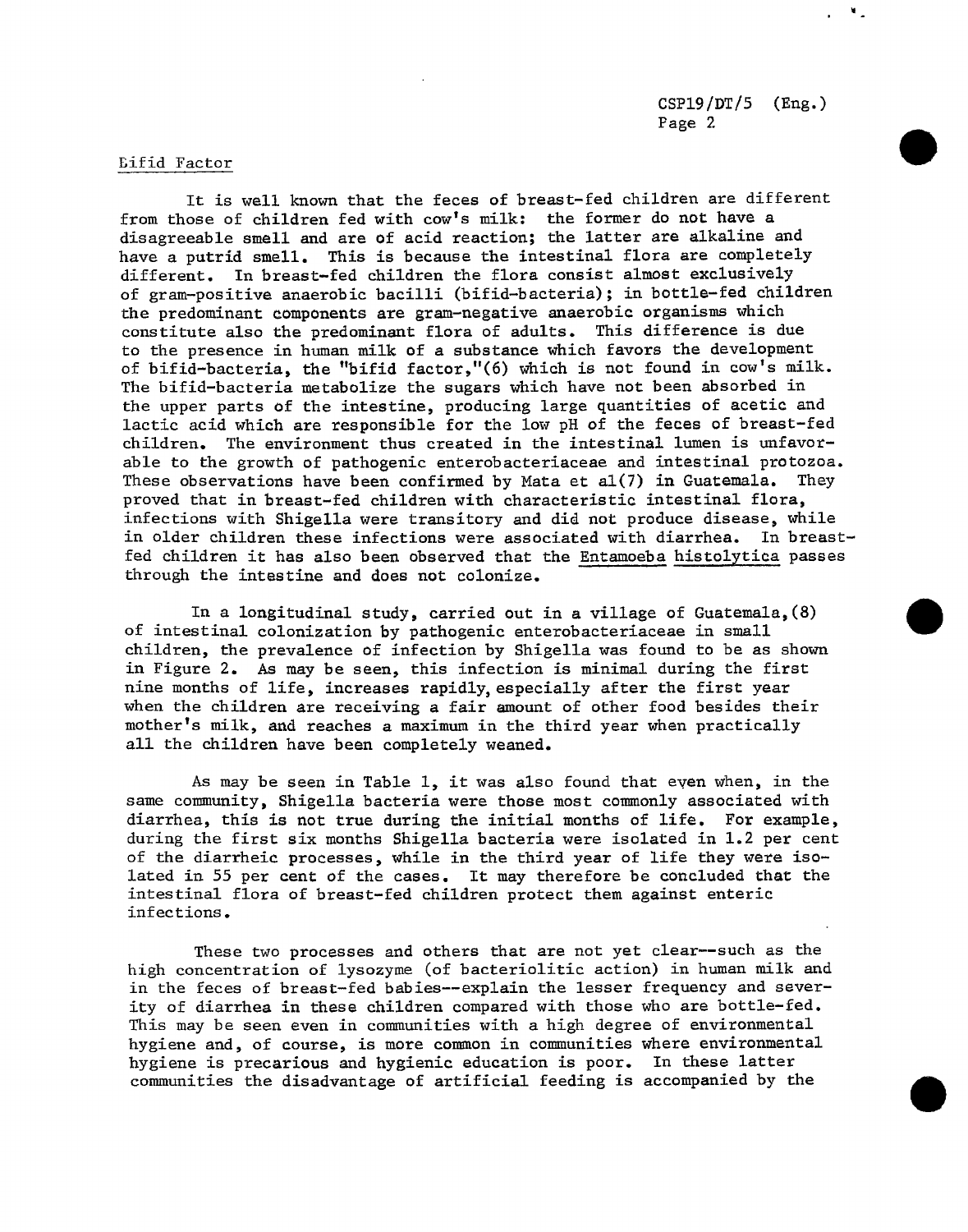## Bifid Factor

It is well known that the feces of breast-fed children are different from those of children fed with cow's milk: the former do not have a disagreeable smell and are of acid reaction; the latter are alkaline and have a putrid smell. This is because the intestinal flora are completely different. In breast-fed children the flora consist almost exclusively of gram-positive anaerobic bacilli (bifid-bacteria); in bottle-fed children the predominant components are gram-negative anaerobic organisms which constitute also the predominant flora of adults. This difference is due to the presence in human milk of a substance which favors the development of bifid-bacteria, the "bifid factor,"(6) which is not found in cow's milk. The bifid-bacteria metabolize the sugars which have not been absorbed in the upper parts of the intestine, producing large quantities of acetic and lactic acid which are responsible for the low pH of the feces of breast-fed children. The environment thus created in the intestinal lumen is unfavorable to the growth of pathogenic enterobacteriaceae and intestinal protozoa. These observations have been confirmed by Mata et al(7) in Guatemala. They proved that in breast-fed children with characteristic intestinal flora, infections with Shigella were transitory and did not produce disease, while in older children these infections were associated with diarrhea. In breast-fed children it has also been observed that the *Entamoeba histolytica* passes through the intestine and does not colonize.

In a longitudinal study, carried out in a village of Guatemala,(8) of intestinal colonization by pathogenic enterobacteriaceae in small children, the prevalence of infection by Shigella was found to be as shown in Figure 2. As may be seen, this infection is minimal during the first nine months of life, increases rapidly, especially after the first year when the children are receiving a fair amount of other food besides their mother's milk, and reaches a maximum in the third year when practically all the children have been completely weaned.

As may be seen in Table 1, it was also found that even when, in the same community, Shigella bacteria were those most commonly associated with diarrhea, this is not true during the initial months of life. For example, during the first six months Shigella bacteria were isolated in 1.2 per cent of the diarrheic processes, while in the third year of life they were isolated in 55 per cent of the cases. It may therefore be concluded that the intestinal flora of breast-fed children protect them against enteric infections.

These two processes and others that are not yet clear--such as the high concentration of lysozyme (of bacteriolitic action) in human milk and in the feces of breast-fed babies--explain the lesser frequency and severity of diarrhea in these children compared with those who are bottle-fed. This may be seen even in communities with a high degree of environmental hygiene and, of course, is more common in communities where environmental hygiene is precarious and hygienic education is poor. In these latter communities the disadvantage of artificial feeding is accompanied by the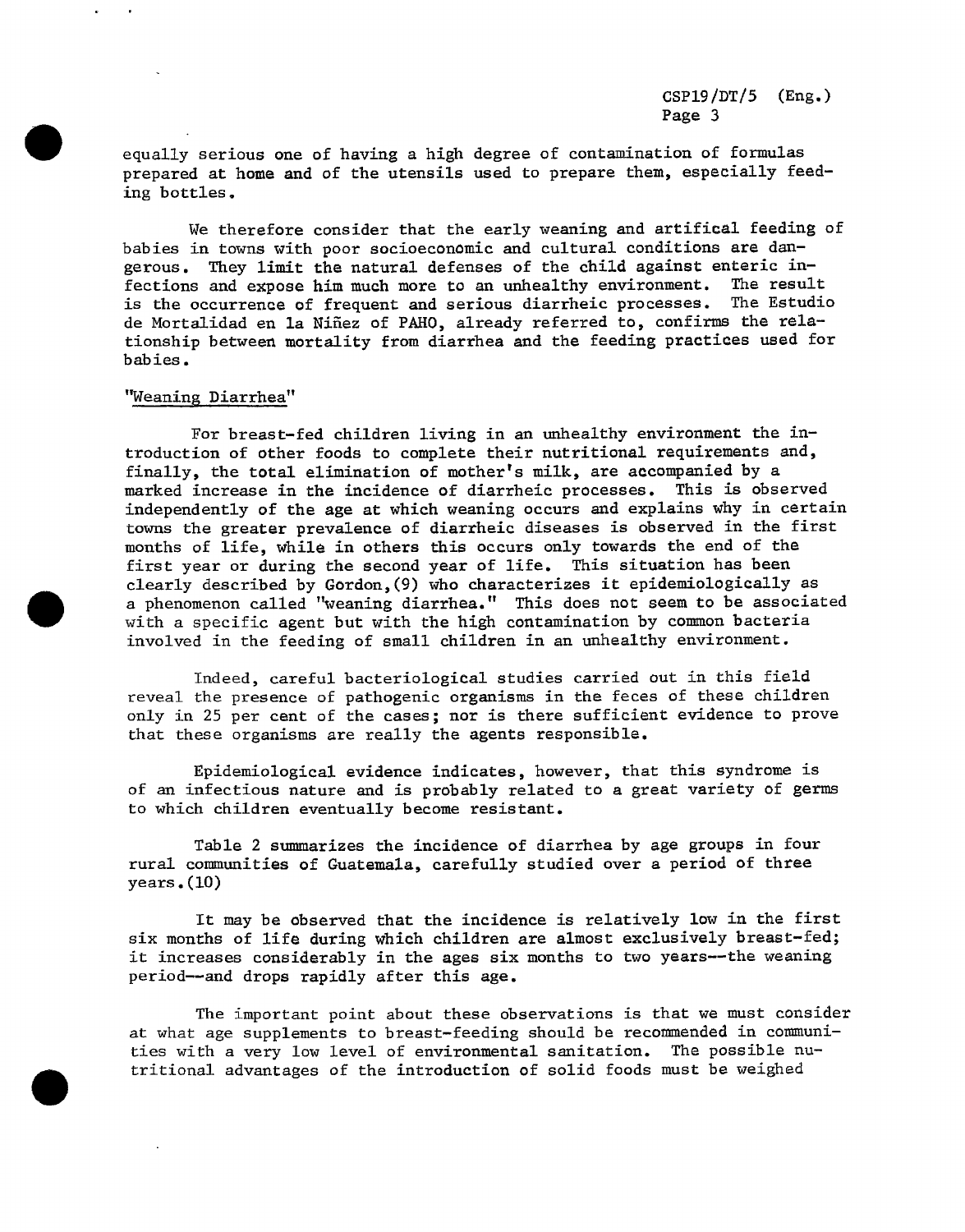equally serious one of having a high degree of contamination of formulas prepared at home and of the utensils used to prepare them, especially feeding bottles.

We therefore consider that the early weaning and artifical feeding of babies in towns with poor socioeconomic and cultural conditions are dangerous. They limit the natural defenses of the child against enteric infections and expose him much more to an unhealthy environment. The result is the occurrence of frequent and serious diarrheic processes. The Estudio de Mortalidad en la Niñez of PAHO, already referred to, confirms the relationship between mortality from diarrhea and the feeding practices used for babies.

"Weaning Diarrhea"

For breast-fed children living in an unhealthy environment the introduction of other foods to complete their nutritional requirements and, finally, the total elimination of mother's milk, are accompanied by a marked increase in the incidence of diarrheic processes. This is observed independently of the age at which weaning occurs and explains why in certain towns the greater prevalence of diarrheic diseases is observed in the first months of life, while in others this occurs only towards the end of the first year or during the second year of life. This situation has been clearly described by Gordon,(9) who characterizes it epidemiologically as a phenomenon called "weaning diarrhea." This does not seem to be associated with a specific agent but with the high contamination by common bacteria involved in the feeding of small children in an unhealthy environment.

Indeed, careful bacteriological studies carried out in this field reveal the presence of pathogenic organisms in the feces of these children only in 25 per cent of the cases; nor is there sufficient evidence to prove that these organisms are really the agents responsible.

Epidemiological evidence indicates, however, that this syndrome is of an infectious nature and is probably related to a great variety of germs to which children eventually become resistant.

Table 2 summarizes the incidence of diarrhea by age groups in four rural communities of Guatemala, carefully studied over a period of three years.(10)

It may be observed that the incidence is relatively low in the first six months of life during which children are almost exclusively breast-fed; it increases considerably in the ages six months to two years--the weaning period--and drops rapidly after this age.

The important point about these observations is that we must consider at what age supplements to breast-feeding should be recommended in communities with a very low level of environmental sanitation. The possible nutritional advantages of the introduction of solid foods must be weighed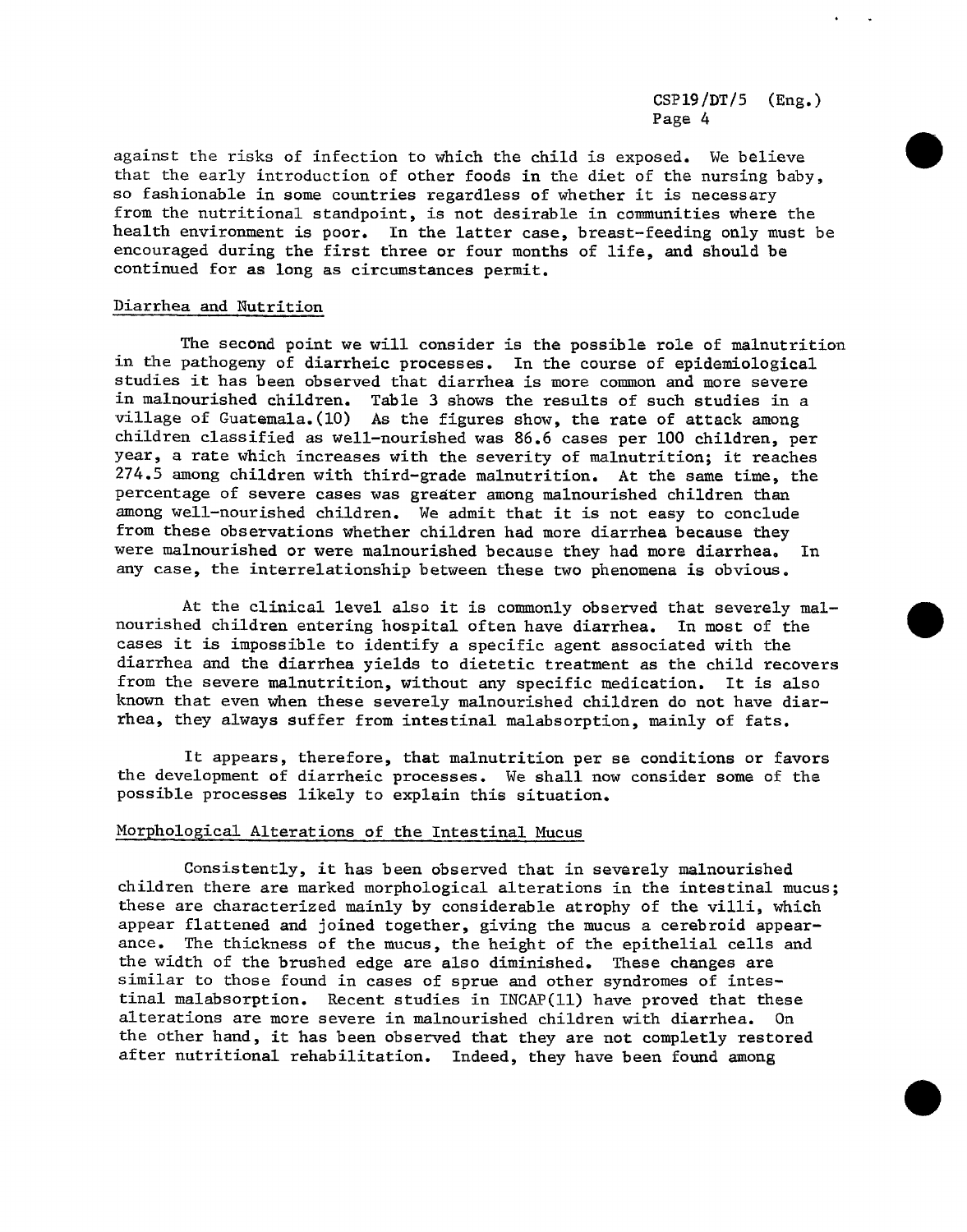against the risks of infection to which the child is exposed. We believe that the early introduction of other foods in the diet of the nursing baby, so fashionable in some countries regardless of whether it is necessary from the nutritional standpoint, is not desirable in communities where the health environment is poor. In the latter case, breast-feeding only must be encouraged during the first three or four months of life, and should be continued for as long as circumstances permit.

## Diarrhea and Nutrition

The second point we will consider is the possible role of malnutrition in the pathogeny of diarrheic processes. In the course of epidemiological studies it has been observed that diarrhea is more common and more severe in malnourished children. Table 3 shows the results of such studies in a village of Guatemala.(10) As the figures show, the rate of attack among children classified as well-nourished was 86.6 cases per 100 children, per year, a rate which increases with the severity of malnutrition; it reaches 274.5 among children with third-grade malnutrition. At the same time, the percentage of severe cases was greater among malnourished children than among well-nourished children. We admit that it is not easy to conclude from these observations whether children had more diarrhea because they were malnourished or were malnourished because they had more diarrhea. In any case, the interrelationship between these two phenomena is obvious.

At the clinical level also it is commonly observed that severely malnourished children entering hospital often have diarrhea. In most of the cases it is impossible to identify a specific agent associated with the diarrhea and the diarrhea yields to dietetic treatment as the child recovers from the severe malnutrition, without any specific medication. It is also known that even when these severely malnourished children do not have diarrhea, they always suffer from intestinal malabsorption, mainly of fats.

It appears, therefore, that malnutrition per se conditions or favors the development of diarrheic processes. We shall now consider some of the possible processes likely to explain this situation.

## Morphological Alterations of the Intestinal Mucus

Consistently, it has been observed that in severely malnourished children there are marked morphological alterations in the intestinal mucus; these are characterized mainly by considerable atrophy of the villi, which appear flattened and joined together, giving the mucus a cerebroid appearance. The thickness of the mucus, the height of the epithelial cells and the width of the brushed edge are also diminished. These changes are similar to those found in cases of sprue and other syndromes of intestinal malabsorption. Recent studies in INCAP(11) have proved that these alterations are more severe in malnourished children with diarrhea. On the other hand, it has been observed that they are not completly restored after nutritional rehabilitation. Indeed, they have been found among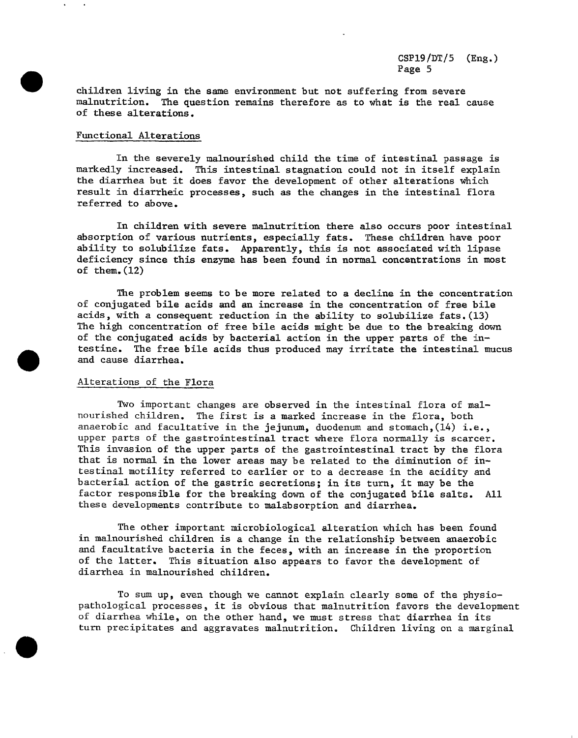children living in the same environment but not suffering from severe malnutrition. The question remains therefore as to what is the real cause of these alterations.

## Functional Alterations

In the severely malnourished child the time of intestinal passage is markedly increased. This intestinal stagnation could not in itself explain the diarrhea but it does favor the development of other alterations which result in diarrheic processes, such as the changes in the intestinal flora referred to above.

In children with severe malnutrition there also occurs poor intestinal absorption of various nutrients, especially fats. These children have poor ability to solubilize fats. Apparently, this is not associated with lipase deficiency since this enzyme has been found in normal concentrations in most of them.(12)

The problem seems to be more related to a decline in the concentration of conjugated bile acids and an increase in the concentration of free bile acids, with a consequent reduction in the ability to solubilize fats.(13) The high concentration of free bile acids might be due to the breaking down of the conjugated acids by bacterial action in the upper parts of the intestine. The free bile acids thus produced may irritate the intestinal mucus and cause diarrhea.

## Alterations of the Flora

Two important changes are observed in the intestinal flora of malnourished children. The first is a marked increase in the flora, both anaerobic and facultative in the jejunum, duodenum and stomach,(14) i.e., upper parts of the gastrointestinal tract where flora normally is scarcer. This invasion of the upper parts of the gastrointestinal tract by the flora that is normal in the lower areas may be related to the diminution of intestinal motility referred to earlier or to a decrease in the acidity and bacterial action of the gastric secretions; in its turn, it may be the factor responsible for the breaking down of the conjugated bile salts. All these developments contribute to malabsorption and diarrhea.

The other important microbiological alteration which has been found in malnourished children is a change in the relationship between anaerobic and facultative bacteria in the feces, with an increase in the proportion of the latter. This situation also appears to favor the development of diarrhea in malnourished children.

To sum up, even though we cannot explain clearly some of the physiopathological processes, it is obvious that malnutrition favors the development of diarrhea while, on the other hand, we must stress that diarrhea in its turn precipitates and aggravates malnutrition. Children living on a marginal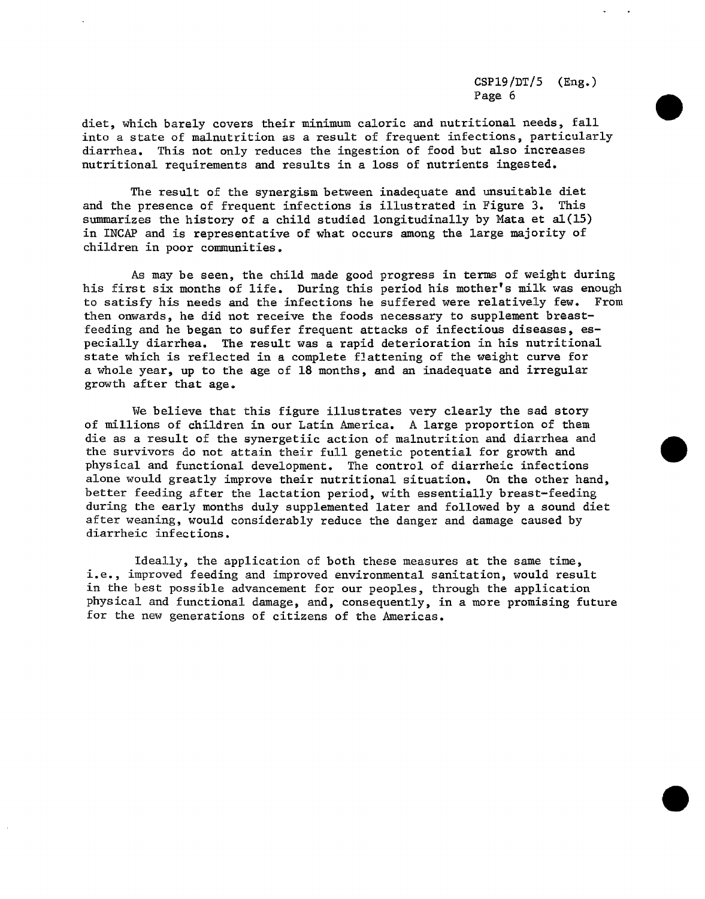diet, which barely covers their minimum caloric and nutritional needs, fall into a state of malnutrition as a result of frequent infections, particularly diarrhea. This not only reduces the ingestion of food but also increases nutritional requirements and results in a loss of nutrients ingested.

The result of the synergism between inadequate and unsuitable diet and the presence of frequent infections is illustrated in Figure 3. This summarizes the history of a child studied longitudinally by Mata et al(15) in INCAP and is representative of what occurs among the large majority of children in poor communities.

As may be seen, the child made good progress in terms of weight during his first six months of life. During this period his mother's milk was enough to satisfy his needs and the infections he suffered were relatively few. From then onwards, he did not receive the foods necessary to supplement breast-feeding and he began to suffer frequent attacks of infectious diseases, especially diarrhea. The result was a rapid deterioration in his nutritional state which is reflected in a complete flattening of the weight curve for a whole year, up to the age of 18 months, and an inadequate and irregular growth after that age.

We believe that this figure illustrates very clearly the sad story of millions of children in our Latin America. A large proportion of them die as a result of the synergetiic action of malnutrition and diarrhea and the survivors do not attain their full genetic potential for growth and physical and functional development. The control of diarrheic infections alone would greatly improve their nutritional situation. On the other hand, better feeding after the lactation period, with essentially breast-feeding during the early months duly supplemented later and followed by a sound diet after weaning, would considerably reduce the danger and damage caused by diarrheic infections.

Ideally, the application of both these measures at the same time, i.e., improved feeding and improved environmental sanitation, would result in the best possible advancement for our peoples, through the application physical and functional damage, and, consequently, in a more promising future for the new generations of citizens of the Americas.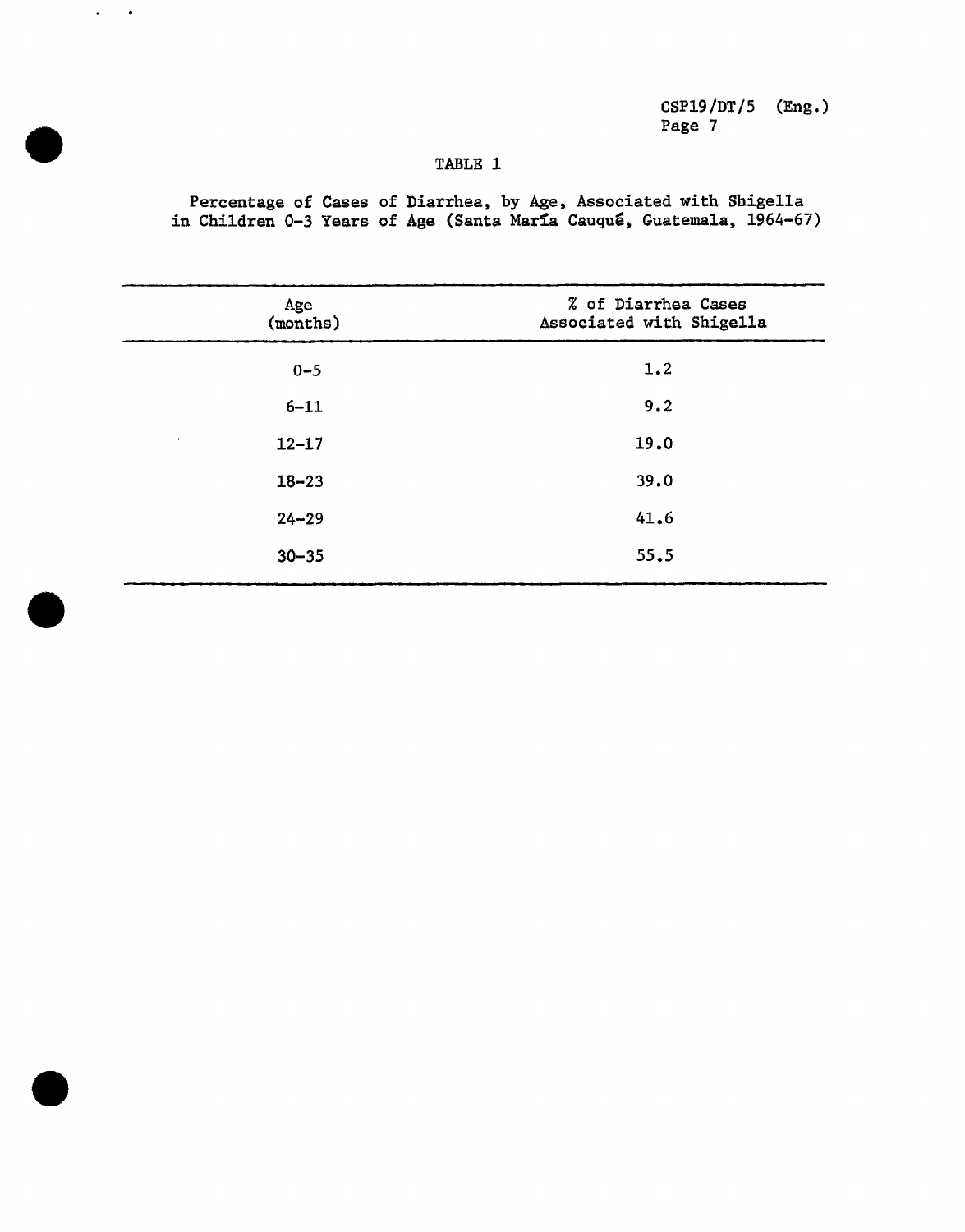## TABLE 1

Percentage of Cases of Diarrhea, by Age, Associated with Shigella in Children 0-3 Years of Age (Santa María Cauqué, Guatemala, 1964-67)

| Age (months) | % of Diarrhea Cases Associated with Shigella |
|---|---|
| 0-5 | 1.2 |
| 6-11 | 9.2 |
| 12-17 | 19.0 |
| 18-23 | 39.0 |
| 24-29 | 41.6 |
| 30-35 | 55.5 |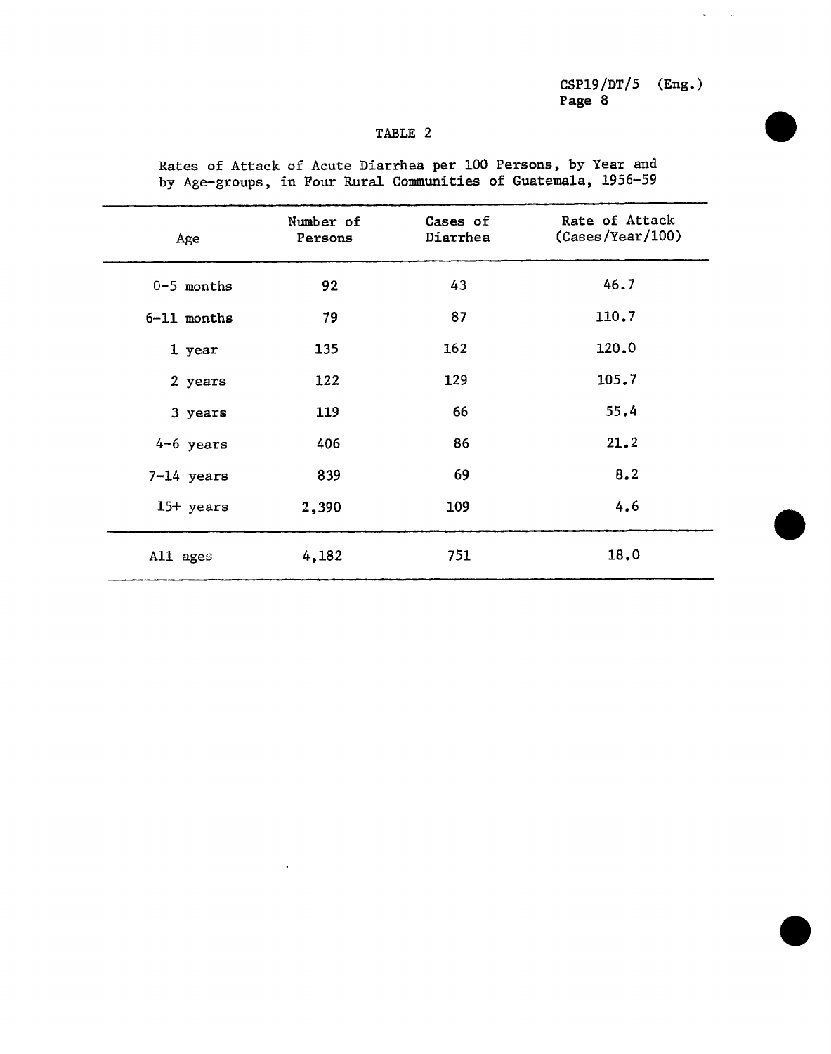## TABLE 2

Rates of Attack of Acute Diarrhea per 100 Persons, by Year and by Age-groups, in Four Rural Communities of Guatemala, 1956-59

| Age | Number of Persons | Cases of Diarrhea | Rate of Attack (Cases/Year/100) |
|---|---|---|---|
| 0-5 months | 92 | 43 | 46.7 |
| 6-11 months | 79 | 87 | 110.7 |
| 1 year | 135 | 162 | 120.0 |
| 2 years | 122 | 129 | 105.7 |
| 3 years | 119 | 66 | 55.4 |
| 4-6 years | 406 | 86 | 21.2 |
| 7-14 years | 839 | 69 | 8.2 |
| 15+ years | 2,390 | 109 | 4.6 |
| All ages | 4,182 | 751 | 18.0 |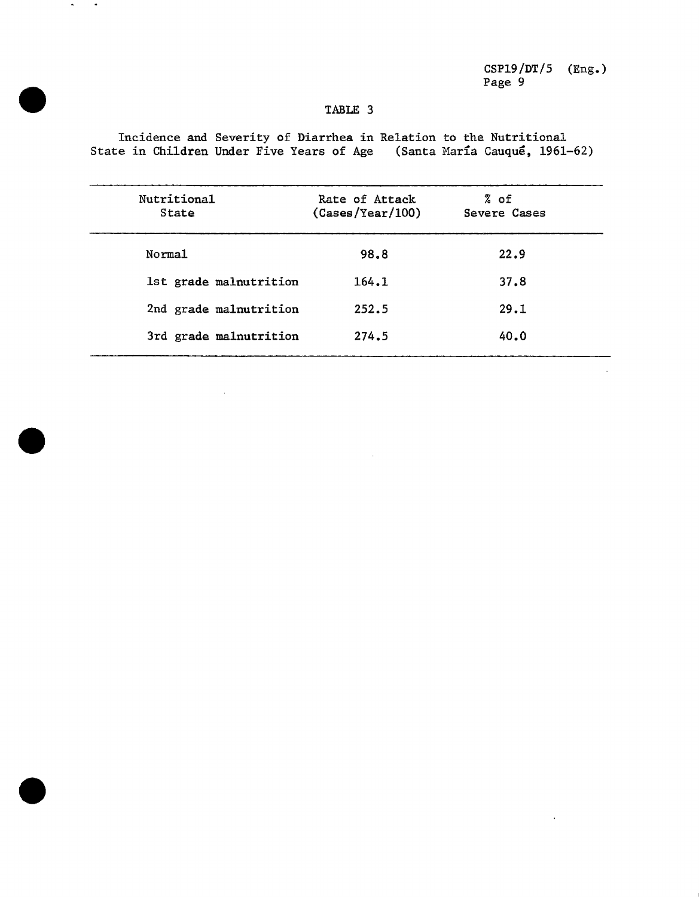TABLE 3

Incidence and Severity of Diarrhea in Relation to the Nutritional State in Children Under Five Years of Age (Santa María Cauqué, 1961-62)

| Nutritional State | Rate of Attack (Cases/Year/100) | % of Severe Cases |
|---|---|---|
| Normal | 98.8 | 22.9 |
| 1st grade malnutrition | 164.1 | 37.8 |
| 2nd grade malnutrition | 252.5 | 29.1 |
| 3rd grade malnutrition | 274.5 | 40.0 |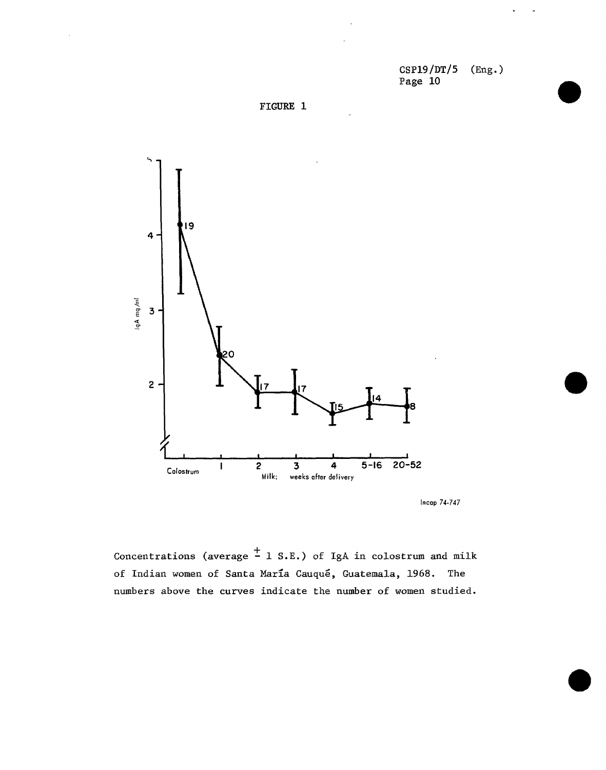FIGURE 1

Concentrations (average $\pm$ 1 S.E.) of IgA in colostrum and milk of Indian women of Santa María Cauqué, Guatemala, 1968. The numbers above the curves indicate the number of women studied.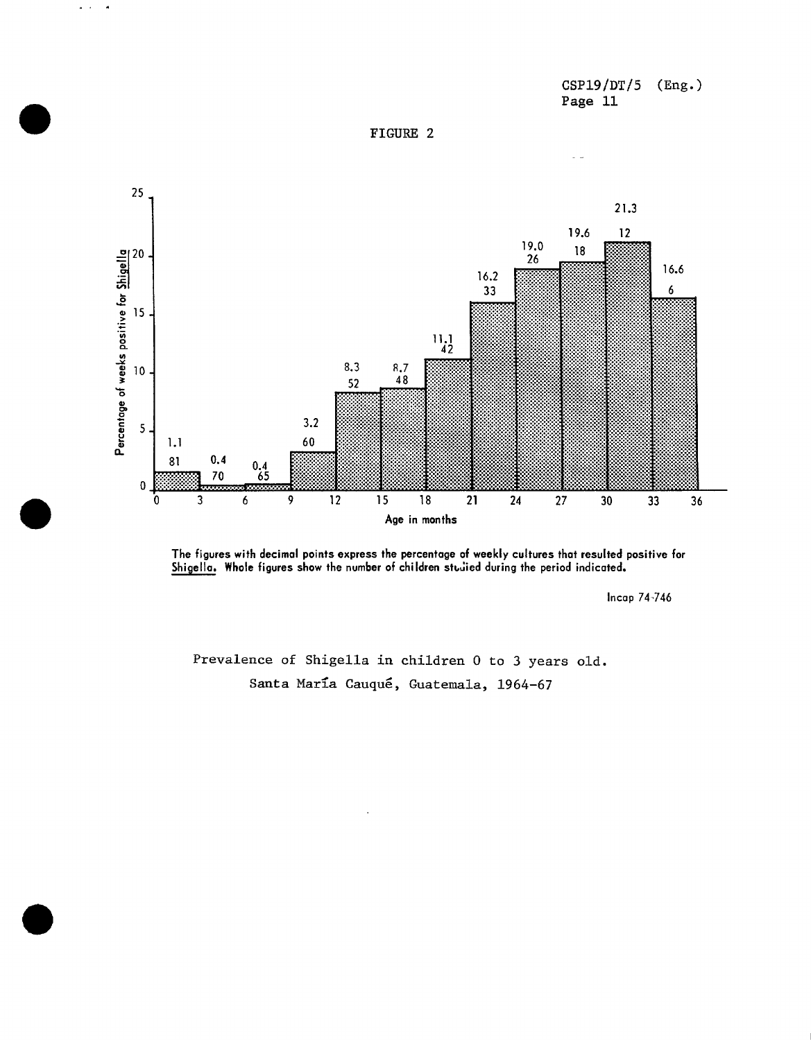FIGURE 2

| Age in months | Percentage of weeks positive for *Shigella* | Number of children studied |
|---|---|---|
| 0–3 | 1.1 | 81 |
| 3–6 | 0.4 | 70 |
| 6–9 | 0.4 | 65 |
| 9–12 | 3.2 | 60 |
| 12–15 | 8.3 | 52 |
| 15–18 | 8.7 | 48 |
| 18–21 | 11.1 | 42 |
| 21–24 | 16.2 | 33 |
| 24–27 | 19.0 | 26 |
| 27–30 | 19.6 | 18 |
| 30–33 | 21.3 | 12 |
| 33–36 | 16.6 | 6 |

**The figures with decimal points express the percentage of weekly cultures that resulted positive for *Shigella*. Whole figures show the number of children studied during the period indicated.**

Incap 74-746

Prevalence of Shigella in children 0 to 3 years old.
Santa María Cauqué, Guatemala, 1964-67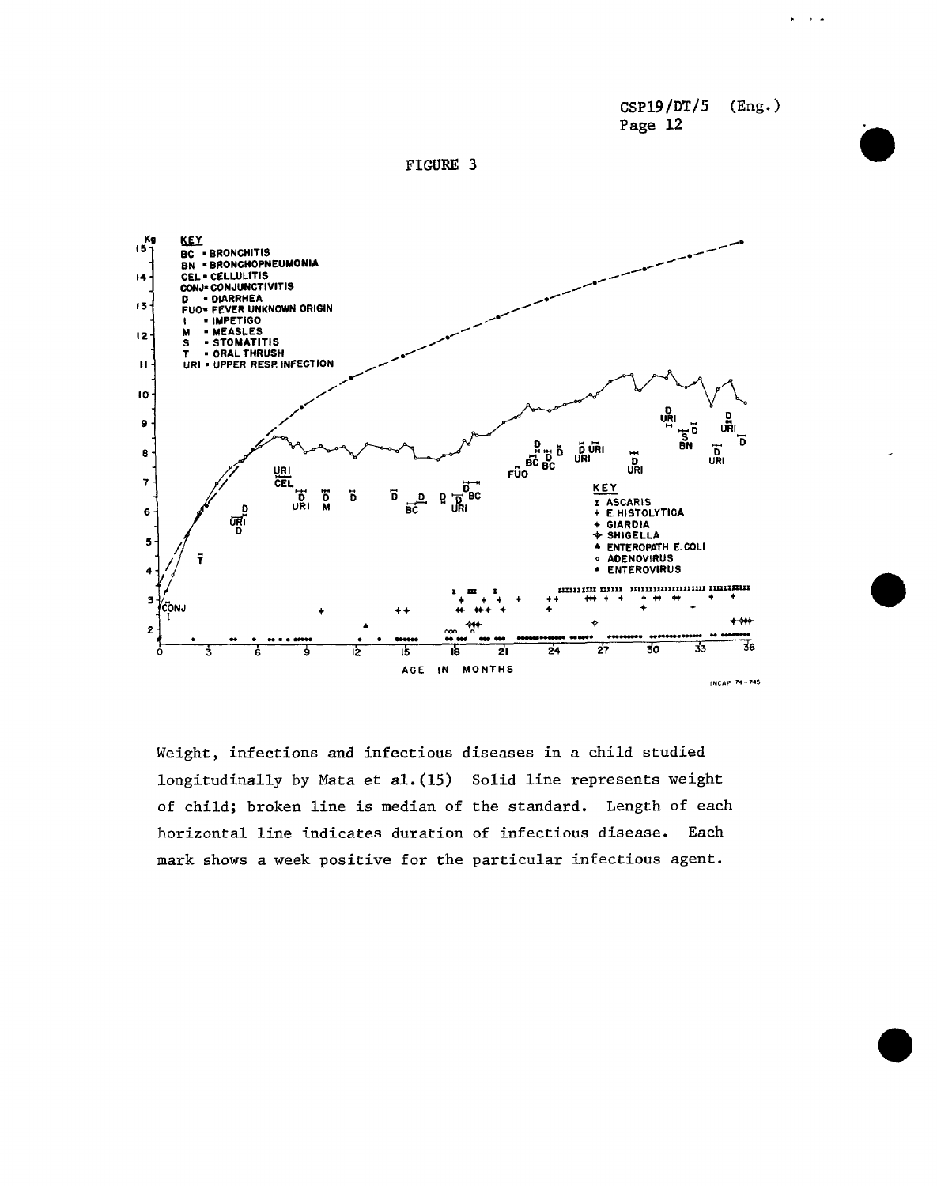FIGURE 3

Weight, infections and infectious diseases in a child studied longitudinally by Mata et al.(15) Solid line represents weight of child; broken line is median of the standard. Length of each horizontal line indicates duration of infectious disease. Each mark shows a week positive for the particular infectious agent.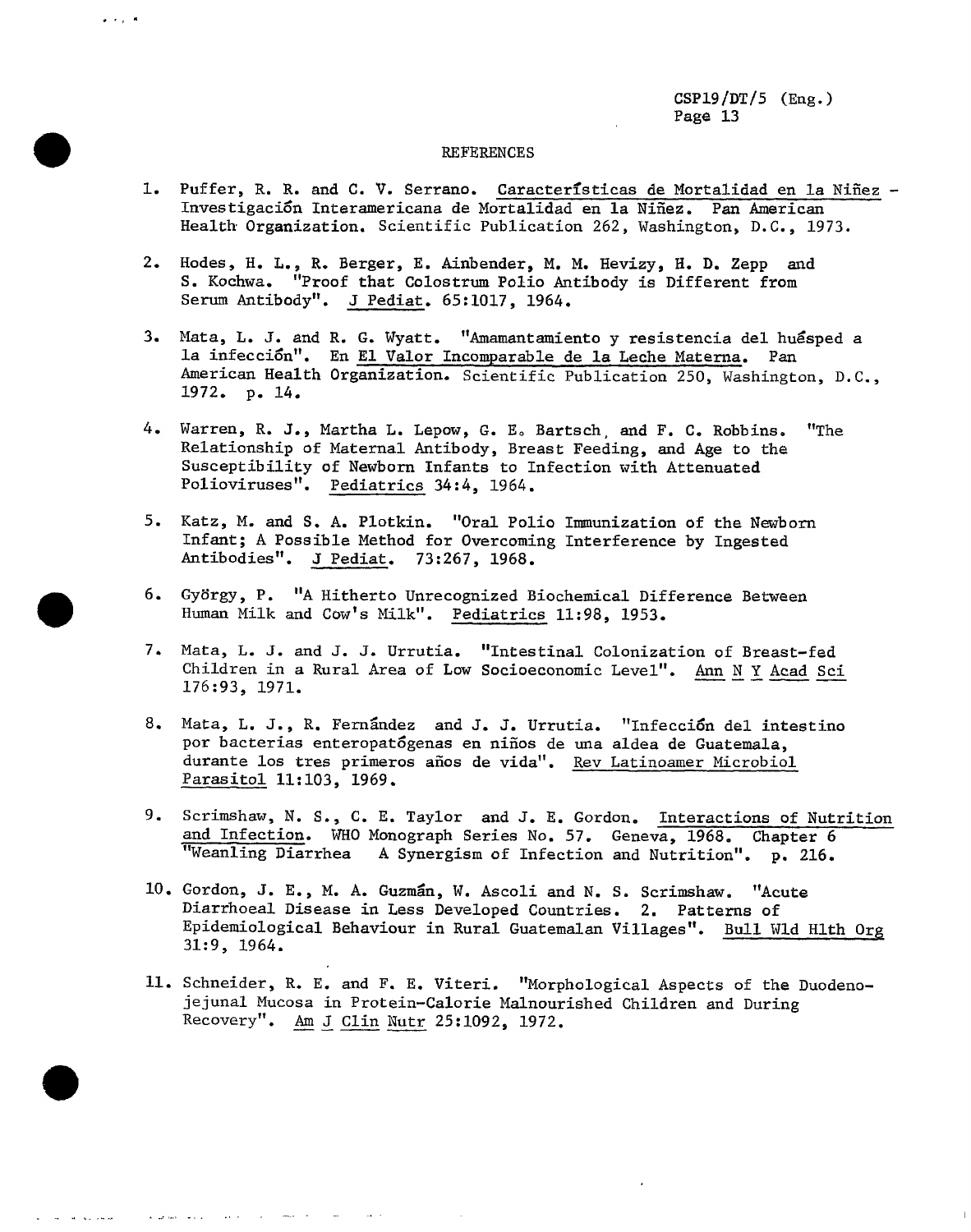## REFERENCES

1. Puffer, R. R. and C. V. Serrano. Características de Mortalidad en la Niñez - Investigación Interamericana de Mortalidad en la Niñez. Pan American Health Organization. Scientific Publication 262, Washington, D.C., 1973.

2. Hodes, H. L., R. Berger, E. Ainbender, M. M. Hevizy, H. D. Zepp and S. Kochwa. "Proof that Colostrum Polio Antibody is Different from Serum Antibody". J Pediat. 65:1017, 1964.

3. Mata, L. J. and R. G. Wyatt. "Amamantamiento y resistencia del huésped a la infección". En El Valor Incomparable de la Leche Materna. Pan American Health Organization. Scientific Publication 250, Washington, D.C., 1972. p. 14.

4. Warren, R. J., Martha L. Lepow, G. E. Bartsch, and F. C. Robbins. "The Relationship of Maternal Antibody, Breast Feeding, and Age to the Susceptibility of Newborn Infants to Infection with Attenuated Polioviruses". Pediatrics 34:4, 1964.

5. Katz, M. and S. A. Plotkin. "Oral Polio Immunization of the Newborn Infant; A Possible Method for Overcoming Interference by Ingested Antibodies". J Pediat. 73:267, 1968.

6. György, P. "A Hitherto Unrecognized Biochemical Difference Between Human Milk and Cow's Milk". Pediatrics 11:98, 1953.

7. Mata, L. J. and J. J. Urrutia. "Intestinal Colonization of Breast-fed Children in a Rural Area of Low Socioeconomic Level". Ann N Y Acad Sci 176:93, 1971.

8. Mata, L. J., R. Fernández and J. J. Urrutia. "Infección del intestino por bacterias enteropatógenas en niños de una aldea de Guatemala, durante los tres primeros años de vida". Rev Latinoamer Microbiol Parasitol 11:103, 1969.

9. Scrimshaw, N. S., C. E. Taylor and J. E. Gordon. Interactions of Nutrition and Infection. WHO Monograph Series No. 57. Geneva, 1968. Chapter 6 "Weanling Diarrhea A Synergism of Infection and Nutrition". p. 216.

10. Gordon, J. E., M. A. Guzmán, W. Ascoli and N. S. Scrimshaw. "Acute Diarrhoeal Disease in Less Developed Countries. 2. Patterns of Epidemiological Behaviour in Rural Guatemalan Villages". Bull Wld Hlth Org 31:9, 1964.

11. Schneider, R. E. and F. E. Viteri. "Morphological Aspects of the Duodeno-jejunal Mucosa in Protein-Calorie Malnourished Children and During Recovery". Am J Clin Nutr 25:1092, 1972.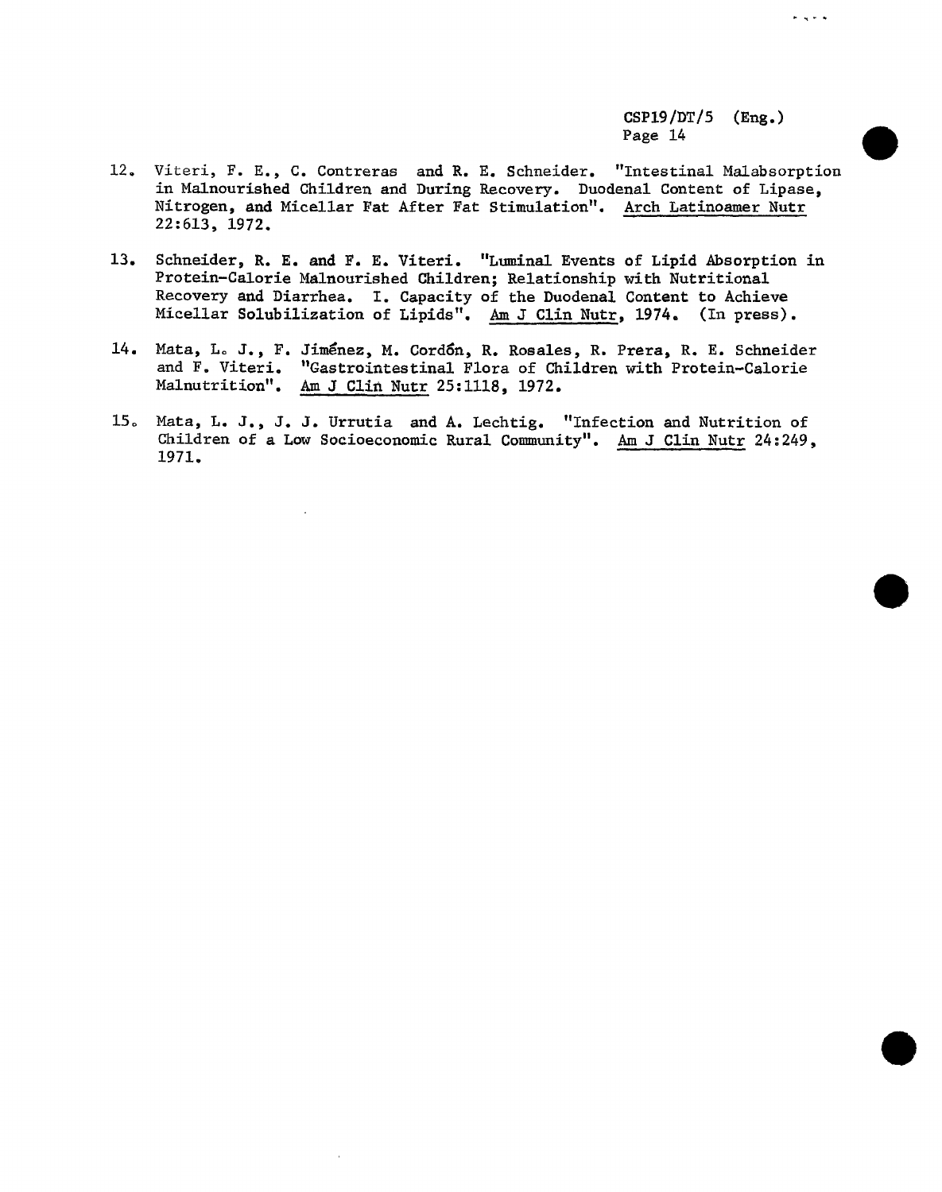12. Viteri, F. E., C. Contreras and R. E. Schneider. "Intestinal Malabsorption in Malnourished Children and During Recovery. Duodenal Content of Lipase, Nitrogen, and Micellar Fat After Fat Stimulation". Arch Latinoamer Nutr 22:613, 1972.

13. Schneider, R. E. and F. E. Viteri. "Luminal Events of Lipid Absorption in Protein-Calorie Malnourished Children; Relationship with Nutritional Recovery and Diarrhea. I. Capacity of the Duodenal Content to Achieve Micellar Solubilization of Lipids". Am J Clin Nutr, 1974. (In press).

14. Mata, L. J., F. Jiménez, M. Cordón, R. Rosales, R. Prera, R. E. Schneider and F. Viteri. "Gastrointestinal Flora of Children with Protein-Calorie Malnutrition". Am J Clin Nutr 25:1118, 1972.

15. Mata, L. J., J. J. Urrutia and A. Lechtig. "Infection and Nutrition of Children of a Low Socioeconomic Rural Community". Am J Clin Nutr 24:249, 1971.